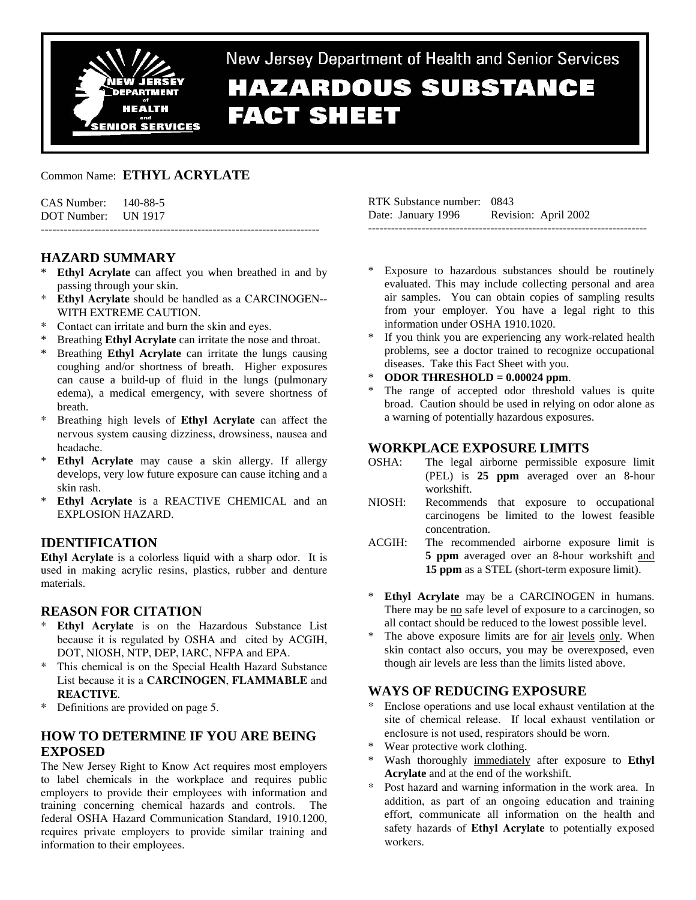# New Jersey Department of Health and Senior Services
# HAZARDOUS SUBSTANCE FACT SHEET

Common Name: **ETHYL ACRYLATE**

CAS Number: 140-88-5
DOT Number: UN 1917

RTK Substance number: 0843
Date: January 1996 Revision: April 2002

---

## HAZARD SUMMARY

* **Ethyl Acrylate** can affect you when breathed in and by passing through your skin.
* **Ethyl Acrylate** should be handled as a CARCINOGEN--WITH EXTREME CAUTION.
* Contact can irritate and burn the skin and eyes.
* Breathing **Ethyl Acrylate** can irritate the nose and throat.
* Breathing **Ethyl Acrylate** can irritate the lungs causing coughing and/or shortness of breath. Higher exposures can cause a build-up of fluid in the lungs (pulmonary edema), a medical emergency, with severe shortness of breath.
* Breathing high levels of **Ethyl Acrylate** can affect the nervous system causing dizziness, drowsiness, nausea and headache.
* **Ethyl Acrylate** may cause a skin allergy. If allergy develops, very low future exposure can cause itching and a skin rash.
* **Ethyl Acrylate** is a REACTIVE CHEMICAL and an EXPLOSION HAZARD.

## IDENTIFICATION

**Ethyl Acrylate** is a colorless liquid with a sharp odor. It is used in making acrylic resins, plastics, rubber and denture materials.

## REASON FOR CITATION

* **Ethyl Acrylate** is on the Hazardous Substance List because it is regulated by OSHA and cited by ACGIH, DOT, NIOSH, NTP, DEP, IARC, NFPA and EPA.
* This chemical is on the Special Health Hazard Substance List because it is a **CARCINOGEN**, **FLAMMABLE** and **REACTIVE**.
* Definitions are provided on page 5.

## HOW TO DETERMINE IF YOU ARE BEING EXPOSED

The New Jersey Right to Know Act requires most employers to label chemicals in the workplace and requires public employers to provide their employees with information and training concerning chemical hazards and controls. The federal OSHA Hazard Communication Standard, 1910.1200, requires private employers to provide similar training and information to their employees.

* Exposure to hazardous substances should be routinely evaluated. This may include collecting personal and area air samples. You can obtain copies of sampling results from your employer. You have a legal right to this information under OSHA 1910.1020.
* If you think you are experiencing any work-related health problems, see a doctor trained to recognize occupational diseases. Take this Fact Sheet with you.
* **ODOR THRESHOLD = 0.00024 ppm**.
* The range of accepted odor threshold values is quite broad. Caution should be used in relying on odor alone as a warning of potentially hazardous exposures.

## WORKPLACE EXPOSURE LIMITS

OSHA: The legal airborne permissible exposure limit (PEL) is **25 ppm** averaged over an 8-hour workshift.

NIOSH: Recommends that exposure to occupational carcinogens be limited to the lowest feasible concentration.

ACGIH: The recommended airborne exposure limit is **5 ppm** averaged over an 8-hour workshift and **15 ppm** as a STEL (short-term exposure limit).

* **Ethyl Acrylate** may be a CARCINOGEN in humans. There may be no safe level of exposure to a carcinogen, so all contact should be reduced to the lowest possible level.
* The above exposure limits are for air levels only. When skin contact also occurs, you may be overexposed, even though air levels are less than the limits listed above.

## WAYS OF REDUCING EXPOSURE

* Enclose operations and use local exhaust ventilation at the site of chemical release. If local exhaust ventilation or enclosure is not used, respirators should be worn.
* Wear protective work clothing.
* Wash thoroughly immediately after exposure to **Ethyl Acrylate** and at the end of the workshift.
* Post hazard and warning information in the work area. In addition, as part of an ongoing education and training effort, communicate all information on the health and safety hazards of **Ethyl Acrylate** to potentially exposed workers.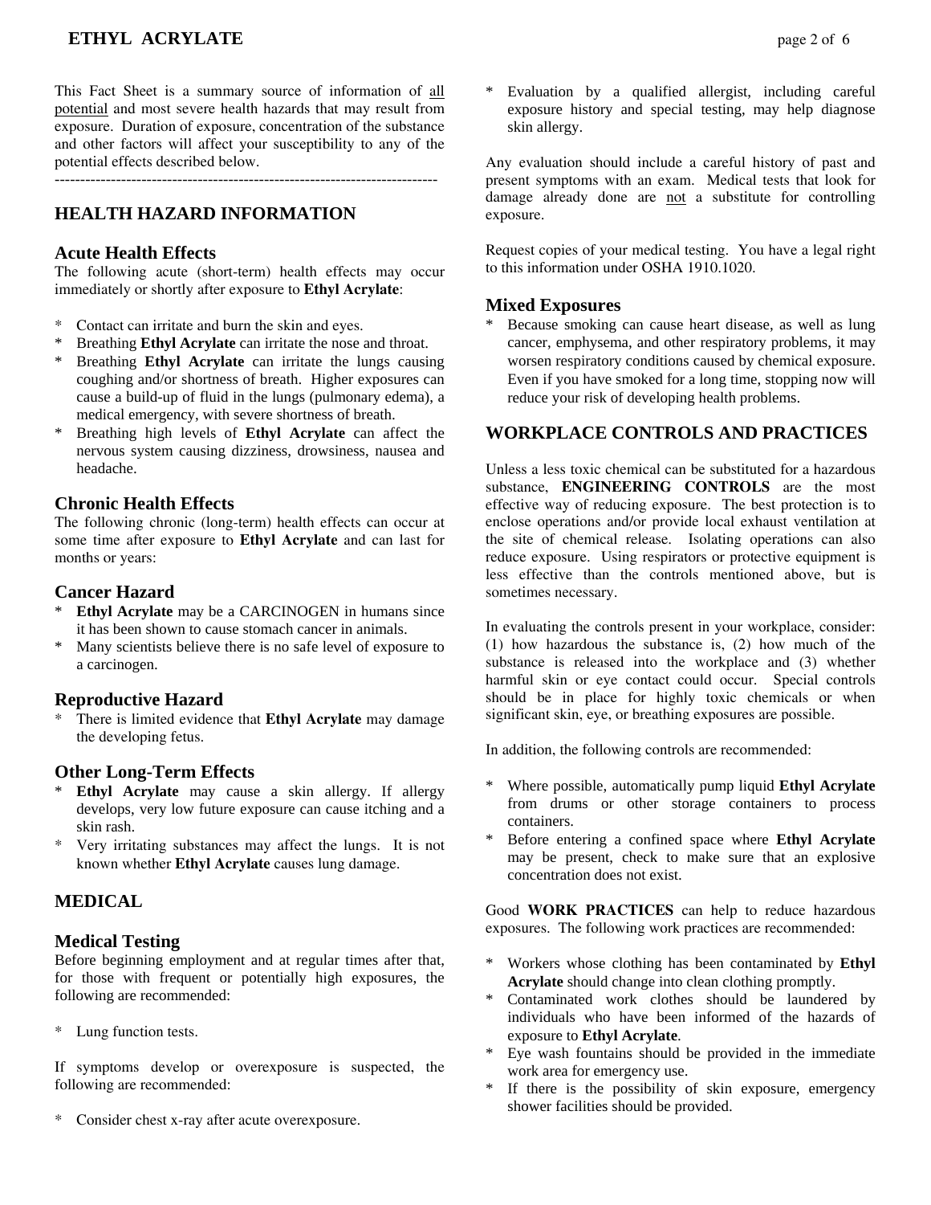This Fact Sheet is a summary source of information of all potential and most severe health hazards that may result from exposure. Duration of exposure, concentration of the substance and other factors will affect your susceptibility to any of the potential effects described below.

---

## HEALTH HAZARD INFORMATION

### Acute Health Effects

The following acute (short-term) health effects may occur immediately or shortly after exposure to **Ethyl Acrylate**:

* Contact can irritate and burn the skin and eyes.
* Breathing **Ethyl Acrylate** can irritate the nose and throat.
* Breathing **Ethyl Acrylate** can irritate the lungs causing coughing and/or shortness of breath. Higher exposures can cause a build-up of fluid in the lungs (pulmonary edema), a medical emergency, with severe shortness of breath.
* Breathing high levels of **Ethyl Acrylate** can affect the nervous system causing dizziness, drowsiness, nausea and headache.

### Chronic Health Effects

The following chronic (long-term) health effects can occur at some time after exposure to **Ethyl Acrylate** and can last for months or years:

### Cancer Hazard

* **Ethyl Acrylate** may be a CARCINOGEN in humans since it has been shown to cause stomach cancer in animals.
* Many scientists believe there is no safe level of exposure to a carcinogen.

### Reproductive Hazard

* There is limited evidence that **Ethyl Acrylate** may damage the developing fetus.

### Other Long-Term Effects

* **Ethyl Acrylate** may cause a skin allergy. If allergy develops, very low future exposure can cause itching and a skin rash.
* Very irritating substances may affect the lungs. It is not known whether **Ethyl Acrylate** causes lung damage.

## MEDICAL

### Medical Testing

Before beginning employment and at regular times after that, for those with frequent or potentially high exposures, the following are recommended:

* Lung function tests.

If symptoms develop or overexposure is suspected, the following are recommended:

* Consider chest x-ray after acute overexposure.
* Evaluation by a qualified allergist, including careful exposure history and special testing, may help diagnose skin allergy.

Any evaluation should include a careful history of past and present symptoms with an exam. Medical tests that look for damage already done are not a substitute for controlling exposure.

Request copies of your medical testing. You have a legal right to this information under OSHA 1910.1020.

### Mixed Exposures

* Because smoking can cause heart disease, as well as lung cancer, emphysema, and other respiratory problems, it may worsen respiratory conditions caused by chemical exposure. Even if you have smoked for a long time, stopping now will reduce your risk of developing health problems.

## WORKPLACE CONTROLS AND PRACTICES

Unless a less toxic chemical can be substituted for a hazardous substance, **ENGINEERING CONTROLS** are the most effective way of reducing exposure. The best protection is to enclose operations and/or provide local exhaust ventilation at the site of chemical release. Isolating operations can also reduce exposure. Using respirators or protective equipment is less effective than the controls mentioned above, but is sometimes necessary.

In evaluating the controls present in your workplace, consider: (1) how hazardous the substance is, (2) how much of the substance is released into the workplace and (3) whether harmful skin or eye contact could occur. Special controls should be in place for highly toxic chemicals or when significant skin, eye, or breathing exposures are possible.

In addition, the following controls are recommended:

* Where possible, automatically pump liquid **Ethyl Acrylate** from drums or other storage containers to process containers.
* Before entering a confined space where **Ethyl Acrylate** may be present, check to make sure that an explosive concentration does not exist.

Good **WORK PRACTICES** can help to reduce hazardous exposures. The following work practices are recommended:

* Workers whose clothing has been contaminated by **Ethyl Acrylate** should change into clean clothing promptly.
* Contaminated work clothes should be laundered by individuals who have been informed of the hazards of exposure to **Ethyl Acrylate**.
* Eye wash fountains should be provided in the immediate work area for emergency use.
* If there is the possibility of skin exposure, emergency shower facilities should be provided.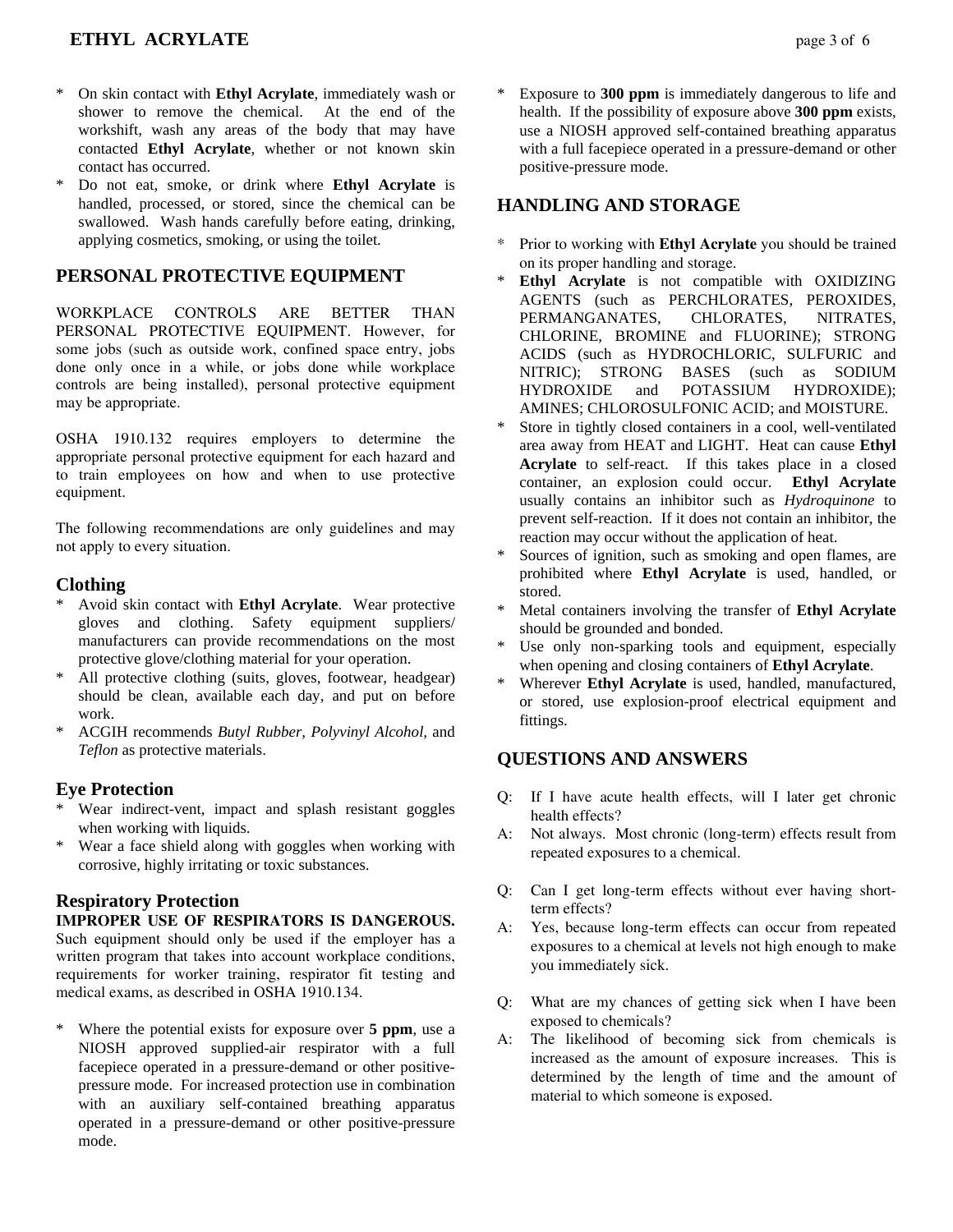* On skin contact with **Ethyl Acrylate**, immediately wash or shower to remove the chemical. At the end of the workshift, wash any areas of the body that may have contacted **Ethyl Acrylate**, whether or not known skin contact has occurred.
* Do not eat, smoke, or drink where **Ethyl Acrylate** is handled, processed, or stored, since the chemical can be swallowed. Wash hands carefully before eating, drinking, applying cosmetics, smoking, or using the toilet.

## PERSONAL PROTECTIVE EQUIPMENT

WORKPLACE CONTROLS ARE BETTER THAN PERSONAL PROTECTIVE EQUIPMENT. However, for some jobs (such as outside work, confined space entry, jobs done only once in a while, or jobs done while workplace controls are being installed), personal protective equipment may be appropriate.

OSHA 1910.132 requires employers to determine the appropriate personal protective equipment for each hazard and to train employees on how and when to use protective equipment.

The following recommendations are only guidelines and may not apply to every situation.

### Clothing

* Avoid skin contact with **Ethyl Acrylate**. Wear protective gloves and clothing. Safety equipment suppliers/ manufacturers can provide recommendations on the most protective glove/clothing material for your operation.
* All protective clothing (suits, gloves, footwear, headgear) should be clean, available each day, and put on before work.
* ACGIH recommends *Butyl Rubber, Polyvinyl Alcohol,* and *Teflon* as protective materials.

### Eye Protection

* Wear indirect-vent, impact and splash resistant goggles when working with liquids.
* Wear a face shield along with goggles when working with corrosive, highly irritating or toxic substances.

### Respiratory Protection

**IMPROPER USE OF RESPIRATORS IS DANGEROUS.** Such equipment should only be used if the employer has a written program that takes into account workplace conditions, requirements for worker training, respirator fit testing and medical exams, as described in OSHA 1910.134.

* Where the potential exists for exposure over **5 ppm**, use a NIOSH approved supplied-air respirator with a full facepiece operated in a pressure-demand or other positive-pressure mode. For increased protection use in combination with an auxiliary self-contained breathing apparatus operated in a pressure-demand or other positive-pressure mode.
* Exposure to **300 ppm** is immediately dangerous to life and health. If the possibility of exposure above **300 ppm** exists, use a NIOSH approved self-contained breathing apparatus with a full facepiece operated in a pressure-demand or other positive-pressure mode.

## HANDLING AND STORAGE

* Prior to working with **Ethyl Acrylate** you should be trained on its proper handling and storage.
* **Ethyl Acrylate** is not compatible with OXIDIZING AGENTS (such as PERCHLORATES, PEROXIDES, PERMANGANATES, CHLORATES, NITRATES, CHLORINE, BROMINE and FLUORINE); STRONG ACIDS (such as HYDROCHLORIC, SULFURIC and NITRIC); STRONG BASES (such as SODIUM HYDROXIDE and POTASSIUM HYDROXIDE); AMINES; CHLOROSULFONIC ACID; and MOISTURE.
* Store in tightly closed containers in a cool, well-ventilated area away from HEAT and LIGHT. Heat can cause **Ethyl Acrylate** to self-react. If this takes place in a closed container, an explosion could occur. **Ethyl Acrylate** usually contains an inhibitor such as *Hydroquinone* to prevent self-reaction. If it does not contain an inhibitor, the reaction may occur without the application of heat.
* Sources of ignition, such as smoking and open flames, are prohibited where **Ethyl Acrylate** is used, handled, or stored.
* Metal containers involving the transfer of **Ethyl Acrylate** should be grounded and bonded.
* Use only non-sparking tools and equipment, especially when opening and closing containers of **Ethyl Acrylate**.
* Wherever **Ethyl Acrylate** is used, handled, manufactured, or stored, use explosion-proof electrical equipment and fittings.

## QUESTIONS AND ANSWERS

Q: If I have acute health effects, will I later get chronic health effects?
A: Not always. Most chronic (long-term) effects result from repeated exposures to a chemical.

Q: Can I get long-term effects without ever having short-term effects?
A: Yes, because long-term effects can occur from repeated exposures to a chemical at levels not high enough to make you immediately sick.

Q: What are my chances of getting sick when I have been exposed to chemicals?
A: The likelihood of becoming sick from chemicals is increased as the amount of exposure increases. This is determined by the length of time and the amount of material to which someone is exposed.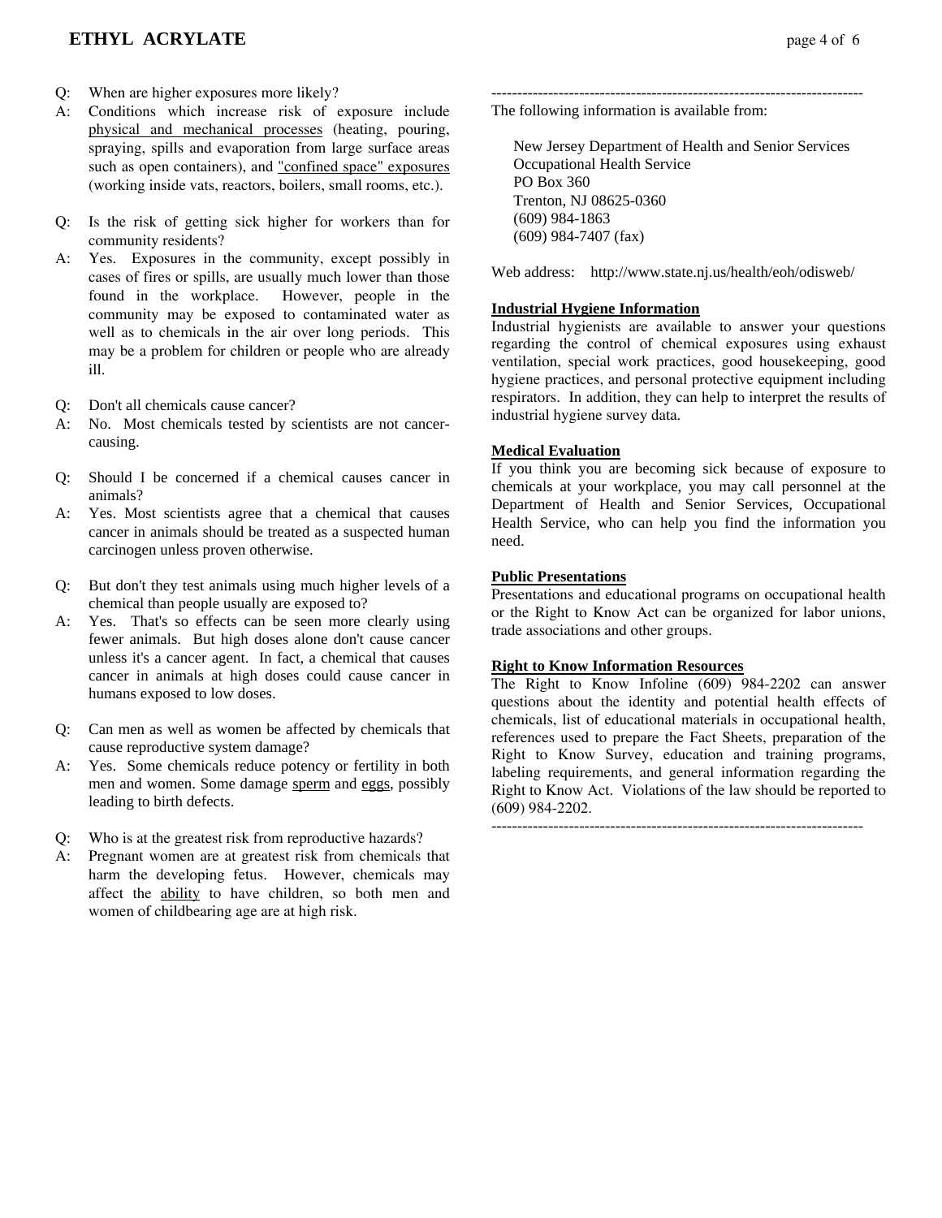Q: When are higher exposures more likely?

A: Conditions which increase risk of exposure include physical and mechanical processes (heating, pouring, spraying, spills and evaporation from large surface areas such as open containers), and "confined space" exposures (working inside vats, reactors, boilers, small rooms, etc.).

Q: Is the risk of getting sick higher for workers than for community residents?

A: Yes. Exposures in the community, except possibly in cases of fires or spills, are usually much lower than those found in the workplace. However, people in the community may be exposed to contaminated water as well as to chemicals in the air over long periods. This may be a problem for children or people who are already ill.

Q: Don't all chemicals cause cancer?

A: No. Most chemicals tested by scientists are not cancer-causing.

Q: Should I be concerned if a chemical causes cancer in animals?

A: Yes. Most scientists agree that a chemical that causes cancer in animals should be treated as a suspected human carcinogen unless proven otherwise.

Q: But don't they test animals using much higher levels of a chemical than people usually are exposed to?

A: Yes. That's so effects can be seen more clearly using fewer animals. But high doses alone don't cause cancer unless it's a cancer agent. In fact, a chemical that causes cancer in animals at high doses could cause cancer in humans exposed to low doses.

Q: Can men as well as women be affected by chemicals that cause reproductive system damage?

A: Yes. Some chemicals reduce potency or fertility in both men and women. Some damage sperm and eggs, possibly leading to birth defects.

Q: Who is at the greatest risk from reproductive hazards?

A: Pregnant women are at greatest risk from chemicals that harm the developing fetus. However, chemicals may affect the ability to have children, so both men and women of childbearing age are at high risk.

---

The following information is available from:

New Jersey Department of Health and Senior Services
Occupational Health Service
PO Box 360
Trenton, NJ 08625-0360
(609) 984-1863
(609) 984-7407 (fax)

Web address: http://www.state.nj.us/health/eoh/odisweb/

**Industrial Hygiene Information**

Industrial hygienists are available to answer your questions regarding the control of chemical exposures using exhaust ventilation, special work practices, good housekeeping, good hygiene practices, and personal protective equipment including respirators. In addition, they can help to interpret the results of industrial hygiene survey data.

**Medical Evaluation**

If you think you are becoming sick because of exposure to chemicals at your workplace, you may call personnel at the Department of Health and Senior Services, Occupational Health Service, who can help you find the information you need.

**Public Presentations**

Presentations and educational programs on occupational health or the Right to Know Act can be organized for labor unions, trade associations and other groups.

**Right to Know Information Resources**

The Right to Know Infoline (609) 984-2202 can answer questions about the identity and potential health effects of chemicals, list of educational materials in occupational health, references used to prepare the Fact Sheets, preparation of the Right to Know Survey, education and training programs, labeling requirements, and general information regarding the Right to Know Act. Violations of the law should be reported to (609) 984-2202.

---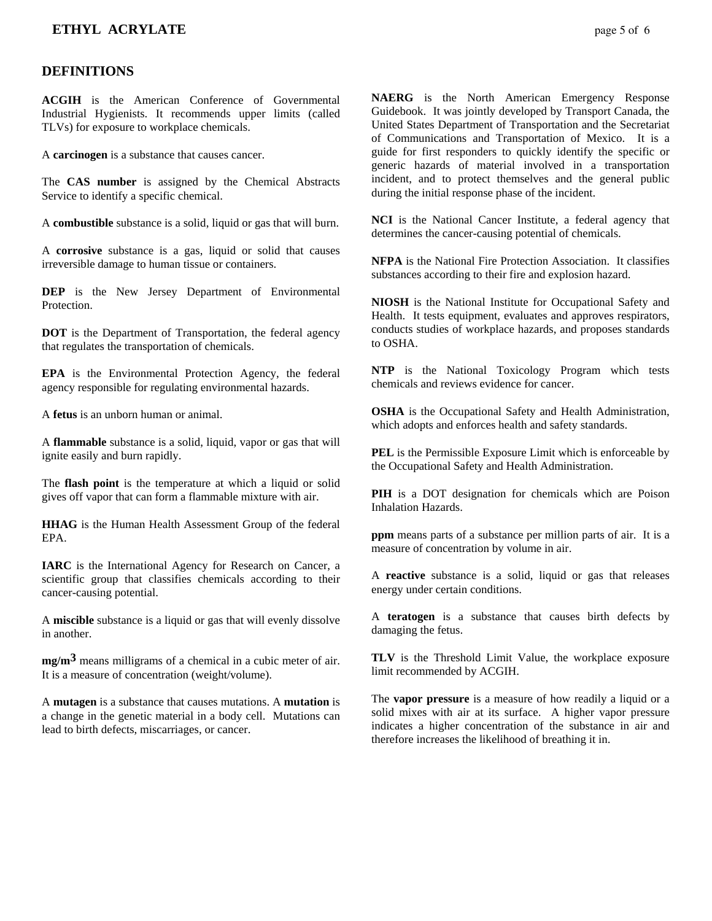## DEFINITIONS

**ACGIH** is the American Conference of Governmental Industrial Hygienists. It recommends upper limits (called TLVs) for exposure to workplace chemicals.

A **carcinogen** is a substance that causes cancer.

The **CAS number** is assigned by the Chemical Abstracts Service to identify a specific chemical.

A **combustible** substance is a solid, liquid or gas that will burn.

A **corrosive** substance is a gas, liquid or solid that causes irreversible damage to human tissue or containers.

**DEP** is the New Jersey Department of Environmental Protection.

**DOT** is the Department of Transportation, the federal agency that regulates the transportation of chemicals.

**EPA** is the Environmental Protection Agency, the federal agency responsible for regulating environmental hazards.

A **fetus** is an unborn human or animal.

A **flammable** substance is a solid, liquid, vapor or gas that will ignite easily and burn rapidly.

The **flash point** is the temperature at which a liquid or solid gives off vapor that can form a flammable mixture with air.

**HHAG** is the Human Health Assessment Group of the federal EPA.

**IARC** is the International Agency for Research on Cancer, a scientific group that classifies chemicals according to their cancer-causing potential.

A **miscible** substance is a liquid or gas that will evenly dissolve in another.

**mg/m$^3$** means milligrams of a chemical in a cubic meter of air. It is a measure of concentration (weight/volume).

A **mutagen** is a substance that causes mutations. A **mutation** is a change in the genetic material in a body cell. Mutations can lead to birth defects, miscarriages, or cancer.

**NAERG** is the North American Emergency Response Guidebook. It was jointly developed by Transport Canada, the United States Department of Transportation and the Secretariat of Communications and Transportation of Mexico. It is a guide for first responders to quickly identify the specific or generic hazards of material involved in a transportation incident, and to protect themselves and the general public during the initial response phase of the incident.

**NCI** is the National Cancer Institute, a federal agency that determines the cancer-causing potential of chemicals.

**NFPA** is the National Fire Protection Association. It classifies substances according to their fire and explosion hazard.

**NIOSH** is the National Institute for Occupational Safety and Health. It tests equipment, evaluates and approves respirators, conducts studies of workplace hazards, and proposes standards to OSHA.

**NTP** is the National Toxicology Program which tests chemicals and reviews evidence for cancer.

**OSHA** is the Occupational Safety and Health Administration, which adopts and enforces health and safety standards.

**PEL** is the Permissible Exposure Limit which is enforceable by the Occupational Safety and Health Administration.

**PIH** is a DOT designation for chemicals which are Poison Inhalation Hazards.

**ppm** means parts of a substance per million parts of air. It is a measure of concentration by volume in air.

A **reactive** substance is a solid, liquid or gas that releases energy under certain conditions.

A **teratogen** is a substance that causes birth defects by damaging the fetus.

**TLV** is the Threshold Limit Value, the workplace exposure limit recommended by ACGIH.

The **vapor pressure** is a measure of how readily a liquid or a solid mixes with air at its surface. A higher vapor pressure indicates a higher concentration of the substance in air and therefore increases the likelihood of breathing it in.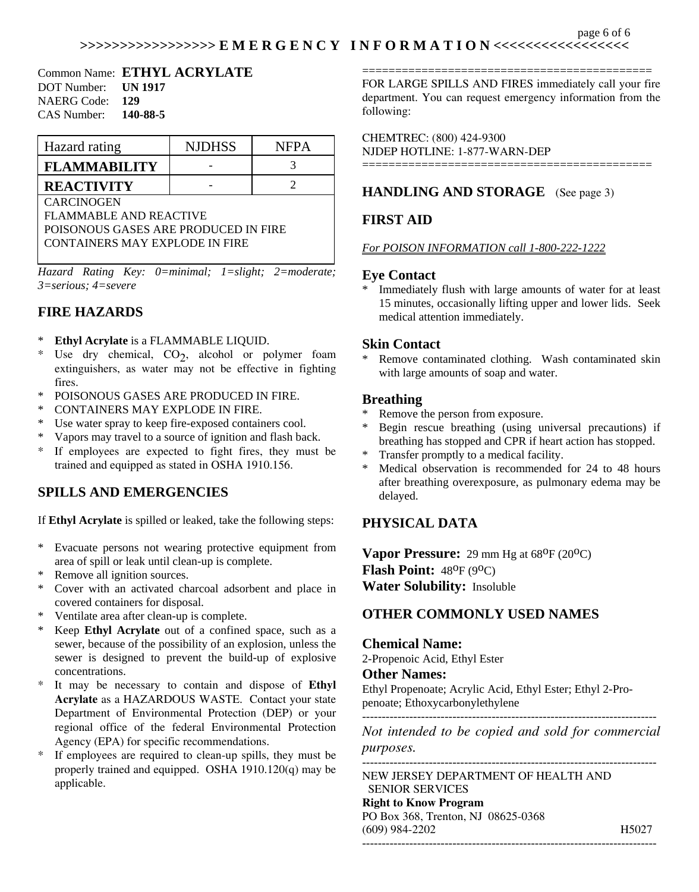>>>>>>>>>>>>>>>>> **E M E R G E N C Y   I N F O R M A T I O N** <<<<<<<<<<<<<<<<<

Common Name: **ETHYL ACRYLATE**
DOT Number: **UN 1917**
NAERG Code: **129**
CAS Number: **140-88-5**

| Hazard rating | NJDHSS | NFPA |
|---|---|---|
| **FLAMMABILITY** | - | 3 |
| **REACTIVITY** | - | 2 |
| CARCINOGEN<br>FLAMMABLE AND REACTIVE<br>POISONOUS GASES ARE PRODUCED IN FIRE<br>CONTAINERS MAY EXPLODE IN FIRE | | |

*Hazard Rating Key: 0=minimal; 1=slight; 2=moderate; 3=serious; 4=severe*

## FIRE HAZARDS

* **Ethyl Acrylate** is a FLAMMABLE LIQUID.
* Use dry chemical, $CO_2$, alcohol or polymer foam extinguishers, as water may not be effective in fighting fires.
* POISONOUS GASES ARE PRODUCED IN FIRE.
* CONTAINERS MAY EXPLODE IN FIRE.
* Use water spray to keep fire-exposed containers cool.
* Vapors may travel to a source of ignition and flash back.
* If employees are expected to fight fires, they must be trained and equipped as stated in OSHA 1910.156.

## SPILLS AND EMERGENCIES

If **Ethyl Acrylate** is spilled or leaked, take the following steps:

* Evacuate persons not wearing protective equipment from area of spill or leak until clean-up is complete.
* Remove all ignition sources.
* Cover with an activated charcoal adsorbent and place in covered containers for disposal.
* Ventilate area after clean-up is complete.
* Keep **Ethyl Acrylate** out of a confined space, such as a sewer, because of the possibility of an explosion, unless the sewer is designed to prevent the build-up of explosive concentrations.
* It may be necessary to contain and dispose of **Ethyl Acrylate** as a HAZARDOUS WASTE. Contact your state Department of Environmental Protection (DEP) or your regional office of the federal Environmental Protection Agency (EPA) for specific recommendations.
* If employees are required to clean-up spills, they must be properly trained and equipped. OSHA 1910.120(q) may be applicable.

===========================================

FOR LARGE SPILLS AND FIRES immediately call your fire department. You can request emergency information from the following:

CHEMTREC: (800) 424-9300
NJDEP HOTLINE: 1-877-WARN-DEP

===========================================

## HANDLING AND STORAGE (See page 3)

## FIRST AID

*For POISON INFORMATION call 1-800-222-1222*

### Eye Contact

* Immediately flush with large amounts of water for at least 15 minutes, occasionally lifting upper and lower lids. Seek medical attention immediately.

### Skin Contact

* Remove contaminated clothing. Wash contaminated skin with large amounts of soap and water.

### Breathing

* Remove the person from exposure.
* Begin rescue breathing (using universal precautions) if breathing has stopped and CPR if heart action has stopped.
* Transfer promptly to a medical facility.
* Medical observation is recommended for 24 to 48 hours after breathing overexposure, as pulmonary edema may be delayed.

## PHYSICAL DATA

**Vapor Pressure:** 29 mm Hg at 68°F (20°C)
**Flash Point:** 48°F (9°C)
**Water Solubility:** Insoluble

## OTHER COMMONLY USED NAMES

### Chemical Name:

2-Propenoic Acid, Ethyl Ester

### Other Names:

Ethyl Propenoate; Acrylic Acid, Ethyl Ester; Ethyl 2-Propenoate; Ethoxycarbonylethylene

---

*Not intended to be copied and sold for commercial purposes.*

---

NEW JERSEY DEPARTMENT OF HEALTH AND SENIOR SERVICES
**Right to Know Program**
PO Box 368, Trenton, NJ 08625-0368
(609) 984-2202 H5027